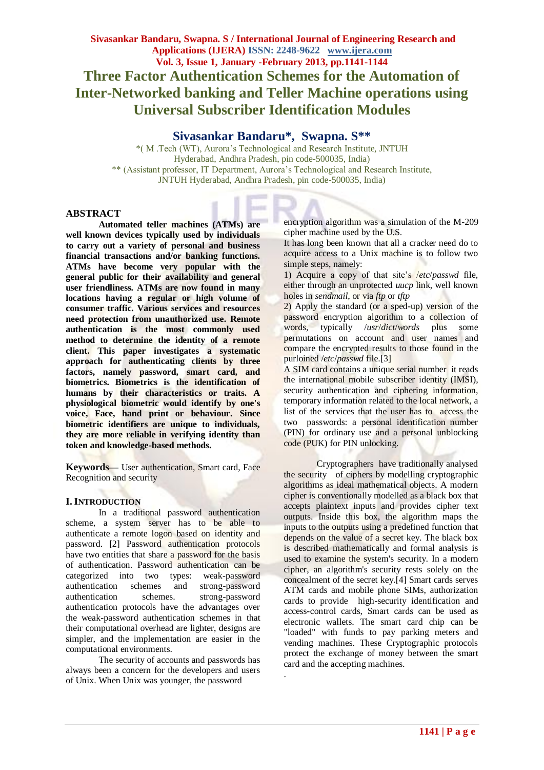# Three Factor Authentication Schemes for the Automation of Inter-Networked banking and Teller Machine operations using Universal Subscriber Identification Modules

**Sivasankar Bandaru\*, Swapna. S\*\***

\*( M .Tech (WT), Aurora's Technological and Research Institute, JNTUH Hyderabad, Andhra Pradesh, pin code-500035, India)
\*\* (Assistant professor, IT Department, Aurora's Technological and Research Institute, JNTUH Hyderabad, Andhra Pradesh, pin code-500035, India)

## ABSTRACT

**Automated teller machines (ATMs) are well known devices typically used by individuals to carry out a variety of personal and business financial transactions and/or banking functions. ATMs have become very popular with the general public for their availability and general user friendliness. ATMs are now found in many locations having a regular or high volume of consumer traffic. Various services and resources need protection from unauthorized use. Remote authentication is the most commonly used method to determine the identity of a remote client. This paper investigates a systematic approach for authenticating clients by three factors, namely password, smart card, and biometrics. Biometrics is the identification of humans by their characteristics or traits. A physiological biometric would identify by one's voice, Face, hand print or behaviour. Since biometric identifiers are unique to individuals, they are more reliable in verifying identity than token and knowledge-based methods.**

**Keywords**— User authentication, Smart card, Face Recognition and security

## I. Introduction

In a traditional password authentication scheme, a system server has to be able to authenticate a remote logon based on identity and password. [2] Password authentication protocols have two entities that share a password for the basis of authentication. Password authentication can be categorized into two types: weak-password authentication schemes and strong-password authentication schemes. strong-password authentication protocols have the advantages over the weak-password authentication schemes in that their computational overhead are lighter, designs are simpler, and the implementation are easier in the computational environments.

The security of accounts and passwords has always been a concern for the developers and users of Unix. When Unix was younger, the password encryption algorithm was a simulation of the M-209 cipher machine used by the U.S.

It has long been known that all a cracker need do to acquire access to a Unix machine is to follow two simple steps, namely:

1) Acquire a copy of that site's */etc/passwd* file, either through an unprotected *uucp* link, well known holes in *sendmail*, or via *ftp* or *tftp*

2) Apply the standard (or a sped-up) version of the password encryption algorithm to a collection of words, typically */usr/dict/words* plus some permutations on account and user names and compare the encrypted results to those found in the purloined */etc/passwd* file.[3]

A SIM card contains a unique serial number it reads the international mobile subscriber identity (IMSI), security authentication and ciphering information, temporary information related to the local network, a list of the services that the user has to access the two passwords: a personal identification number (PIN) for ordinary use and a personal unblocking code (PUK) for PIN unlocking.

Cryptographers have traditionally analysed the security of ciphers by modelling cryptographic algorithms as ideal mathematical objects. A modern cipher is conventionally modelled as a black box that accepts plaintext inputs and provides cipher text outputs. Inside this box, the algorithm maps the inputs to the outputs using a predefined function that depends on the value of a secret key. The black box is described mathematically and formal analysis is used to examine the system's security. In a modern cipher, an algorithm's security rests solely on the concealment of the secret key.[4] Smart cards serves ATM cards and mobile phone SIMs, authorization cards to provide high-security identification and access-control cards, Smart cards can be used as electronic wallets. The smart card chip can be "loaded" with funds to pay parking meters and vending machines. These Cryptographic protocols protect the exchange of money between the smart card and the accepting machines.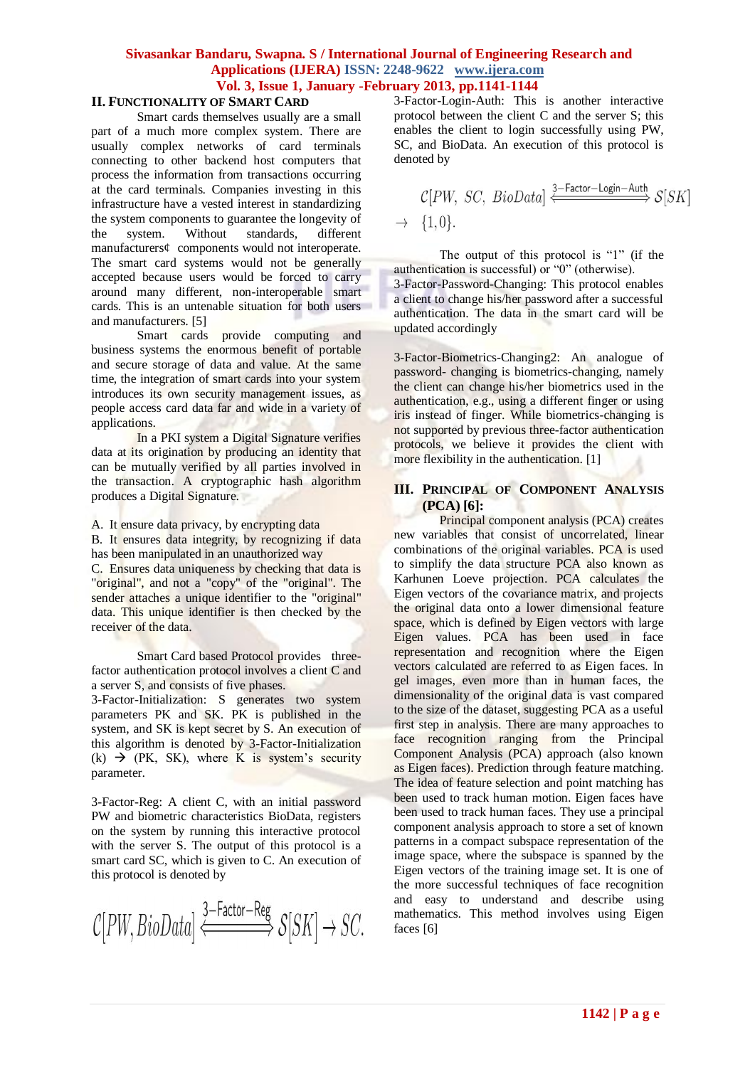## II. FUNCTIONALITY OF SMART CARD

Smart cards themselves usually are a small part of a much more complex system. There are usually complex networks of card terminals connecting to other backend host computers that process the information from transactions occurring at the card terminals. Companies investing in this infrastructure have a vested interest in standardizing the system components to guarantee the longevity of the system. Without standards, different manufacturers¢ components would not interoperate. The smart card systems would not be generally accepted because users would be forced to carry around many different, non-interoperable smart cards. This is an untenable situation for both users and manufacturers. [5]

Smart cards provide computing and business systems the enormous benefit of portable and secure storage of data and value. At the same time, the integration of smart cards into your system introduces its own security management issues, as people access card data far and wide in a variety of applications.

In a PKI system a Digital Signature verifies data at its origination by producing an identity that can be mutually verified by all parties involved in the transaction. A cryptographic hash algorithm produces a Digital Signature.

A. It ensure data privacy, by encrypting data
B. It ensures data integrity, by recognizing if data has been manipulated in an unauthorized way
C. Ensures data uniqueness by checking that data is "original", and not a "copy" of the "original". The sender attaches a unique identifier to the "original" data. This unique identifier is then checked by the receiver of the data.

Smart Card based Protocol provides three-factor authentication protocol involves a client C and a server S, and consists of five phases.

3-Factor-Initialization: S generates two system parameters PK and SK. PK is published in the system, and SK is kept secret by S. An execution of this algorithm is denoted by 3-Factor-Initialization (k) → (PK, SK), where K is system's security parameter.

3-Factor-Reg: A client C, with an initial password PW and biometric characteristics BioData, registers on the system by running this interactive protocol with the server S. The output of this protocol is a smart card SC, which is given to C. An execution of this protocol is denoted by

$$C[PW, BioData] \xleftrightarrow{3-Factor-Reg} S[SK] \rightarrow SC.$$

3-Factor-Login-Auth: This is another interactive protocol between the client C and the server S; this enables the client to login successfully using PW, SC, and BioData. An execution of this protocol is denoted by

$$C[PW,\ SC,\ BioData] \xleftrightarrow{3-Factor-Login-Auth} S[SK] \rightarrow \{1,0\}.$$

The output of this protocol is "1" (if the authentication is successful) or "0" (otherwise).

3-Factor-Password-Changing: This protocol enables a client to change his/her password after a successful authentication. The data in the smart card will be updated accordingly

3-Factor-Biometrics-Changing2: An analogue of password- changing is biometrics-changing, namely the client can change his/her biometrics used in the authentication, e.g., using a different finger or using iris instead of finger. While biometrics-changing is not supported by previous three-factor authentication protocols, we believe it provides the client with more flexibility in the authentication. [1]

## III. PRINCIPAL OF COMPONENT ANALYSIS (PCA) [6]:

Principal component analysis (PCA) creates new variables that consist of uncorrelated, linear combinations of the original variables. PCA is used to simplify the data structure PCA also known as Karhunen Loeve projection. PCA calculates the Eigen vectors of the covariance matrix, and projects the original data onto a lower dimensional feature space, which is defined by Eigen vectors with large Eigen values. PCA has been used in face representation and recognition where the Eigen vectors calculated are referred to as Eigen faces. In gel images, even more than in human faces, the dimensionality of the original data is vast compared to the size of the dataset, suggesting PCA as a useful first step in analysis. There are many approaches to face recognition ranging from the Principal Component Analysis (PCA) approach (also known as Eigen faces). Prediction through feature matching. The idea of feature selection and point matching has been used to track human motion. Eigen faces have been used to track human faces. They use a principal component analysis approach to store a set of known patterns in a compact subspace representation of the image space, where the subspace is spanned by the Eigen vectors of the training image set. It is one of the more successful techniques of face recognition and easy to understand and describe using mathematics. This method involves using Eigen faces [6]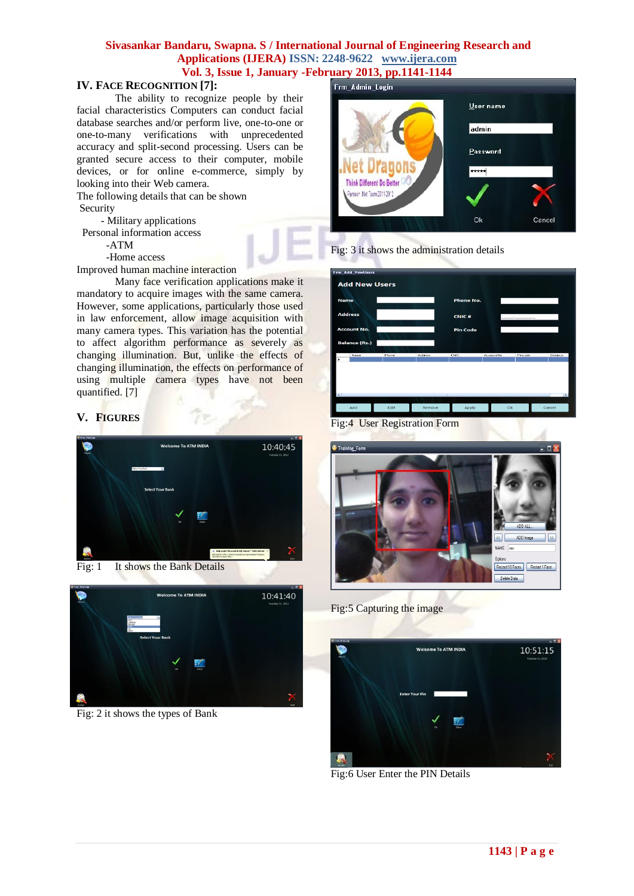## IV. FACE RECOGNITION [7]:

The ability to recognize people by their facial characteristics Computers can conduct facial database searches and/or perform live, one-to-one or one-to-many verifications with unprecedented accuracy and split-second processing. Users can be granted secure access to their computer, mobile devices, or for online e-commerce, simply by looking into their Web camera.

The following details that can be shown

Security

- Military applications

Personal information access

-ATM

-Home access

Improved human machine interaction

Many face verification applications make it mandatory to acquire images with the same camera. However, some applications, particularly those used in law enforcement, allow image acquisition with many camera types. This variation has the potential to affect algorithm performance as severely as changing illumination. But, unlike the effects of changing illumination, the effects on performance of using multiple camera types have not been quantified. [7]

## V. FIGURES

Fig: 1 It shows the Bank Details

Fig: 2 it shows the types of Bank

Fig: 3 it shows the administration details

Fig:4 User Registration Form

Fig:5 Capturing the image

Fig:6 User Enter the PIN Details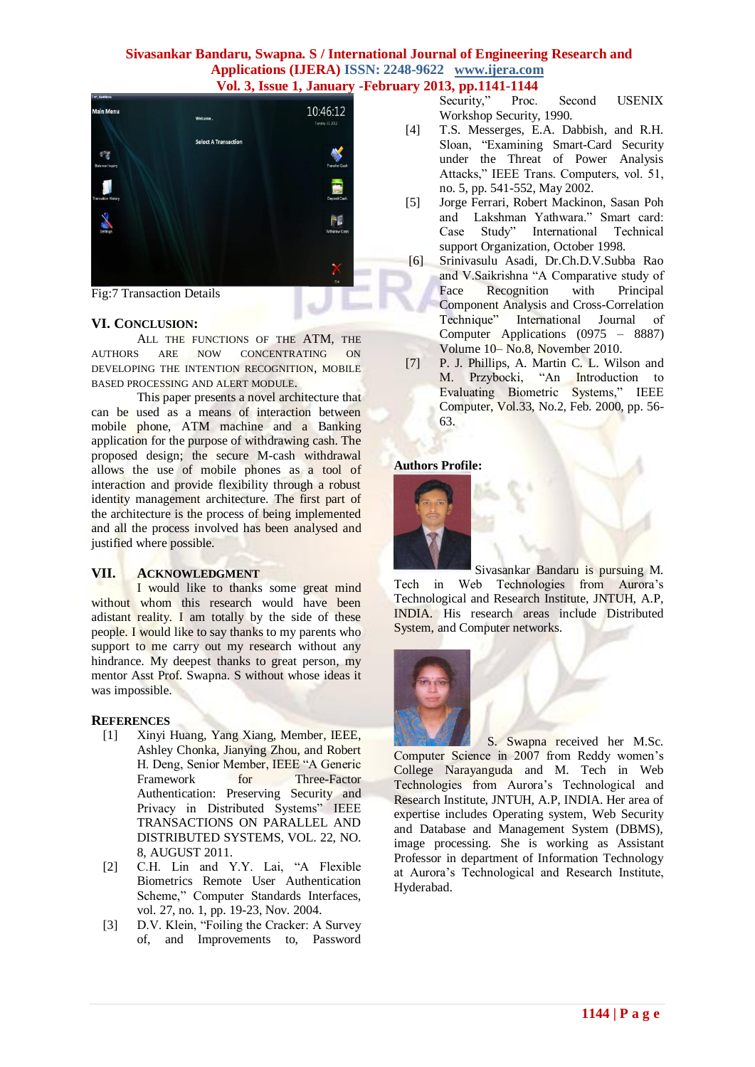Fig:7 Transaction Details

## VI. Conclusion:

All the functions of the ATM, the authors are now concentrating on developing the intention recognition, mobile based processing and alert module.

This paper presents a novel architecture that can be used as a means of interaction between mobile phone, ATM machine and a Banking application for the purpose of withdrawing cash. The proposed design; the secure M-cash withdrawal allows the use of mobile phones as a tool of interaction and provide flexibility through a robust identity management architecture. The first part of the architecture is the process of being implemented and all the process involved has been analysed and justified where possible.

## VII. Acknowledgment

I would like to thanks some great mind without whom this research would have been adistant reality. I am totally by the side of these people. I would like to say thanks to my parents who support to me carry out my research without any hindrance. My deepest thanks to great person, my mentor Asst Prof. Swapna. S without whose ideas it was impossible.

## References

[1] Xinyi Huang, Yang Xiang, Member, IEEE, Ashley Chonka, Jianying Zhou, and Robert H. Deng, Senior Member, IEEE "A Generic Framework for Three-Factor Authentication: Preserving Security and Privacy in Distributed Systems" IEEE TRANSACTIONS ON PARALLEL AND DISTRIBUTED SYSTEMS, VOL. 22, NO. 8, AUGUST 2011.

[2] C.H. Lin and Y.Y. Lai, "A Flexible Biometrics Remote User Authentication Scheme," Computer Standards Interfaces, vol. 27, no. 1, pp. 19-23, Nov. 2004.

[3] D.V. Klein, "Foiling the Cracker: A Survey of, and Improvements to, Password Security," Proc. Second USENIX Workshop Security, 1990.

[4] T.S. Messerges, E.A. Dabbish, and R.H. Sloan, "Examining Smart-Card Security under the Threat of Power Analysis Attacks," IEEE Trans. Computers, vol. 51, no. 5, pp. 541-552, May 2002.

[5] Jorge Ferrari, Robert Mackinon, Sasan Poh and Lakshman Yathwara." Smart card: Case Study" International Technical support Organization, October 1998.

[6] Srinivasulu Asadi, Dr.Ch.D.V.Subba Rao and V.Saikrishna "A Comparative study of Face Recognition with Principal Component Analysis and Cross-Correlation Technique" International Journal of Computer Applications (0975 – 8887) Volume 10– No.8, November 2010.

[7] P. J. Phillips, A. Martin C. L. Wilson and M. Przybocki, "An Introduction to Evaluating Biometric Systems," IEEE Computer, Vol.33, No.2, Feb. 2000, pp. 56-63.

**Authors Profile:**

Sivasankar Bandaru is pursuing M. Tech in Web Technologies from Aurora's Technological and Research Institute, JNTUH, A.P, INDIA. His research areas include Distributed System, and Computer networks.

S. Swapna received her M.Sc. Computer Science in 2007 from Reddy women's College Narayanguda and M. Tech in Web Technologies from Aurora's Technological and Research Institute, JNTUH, A.P, INDIA. Her area of expertise includes Operating system, Web Security and Database and Management System (DBMS), image processing. She is working as Assistant Professor in department of Information Technology at Aurora's Technological and Research Institute, Hyderabad.